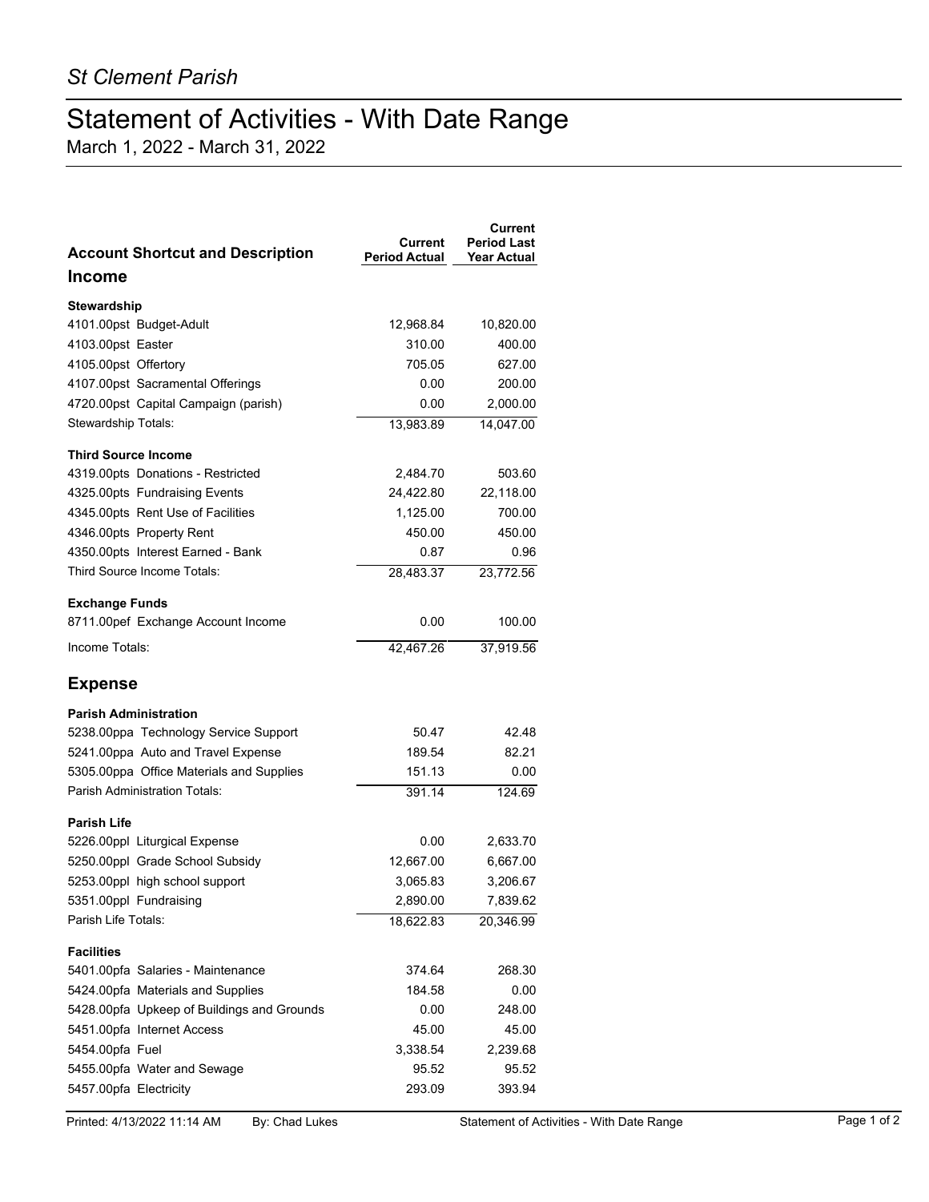*St Clement Parish*

# Statement of Activities - With Date Range

March 1, 2022 - March 31, 2022

| Account Shortcut and Description | Current Period Actual | Current Period Last Year Actual |
|---|---|---|
| **Income** | | |
| **Stewardship** | | |
| 4101.00pst Budget-Adult | 12,968.84 | 10,820.00 |
| 4103.00pst Easter | 310.00 | 400.00 |
| 4105.00pst Offertory | 705.05 | 627.00 |
| 4107.00pst Sacramental Offerings | 0.00 | 200.00 |
| 4720.00pst Capital Campaign (parish) | 0.00 | 2,000.00 |
| Stewardship Totals: | 13,983.89 | 14,047.00 |
| **Third Source Income** | | |
| 4319.00pts Donations - Restricted | 2,484.70 | 503.60 |
| 4325.00pts Fundraising Events | 24,422.80 | 22,118.00 |
| 4345.00pts Rent Use of Facilities | 1,125.00 | 700.00 |
| 4346.00pts Property Rent | 450.00 | 450.00 |
| 4350.00pts Interest Earned - Bank | 0.87 | 0.96 |
| Third Source Income Totals: | 28,483.37 | 23,772.56 |
| **Exchange Funds** | | |
| 8711.00pef Exchange Account Income | 0.00 | 100.00 |
| Income Totals: | 42,467.26 | 37,919.56 |
| **Expense** | | |
| **Parish Administration** | | |
| 5238.00ppa Technology Service Support | 50.47 | 42.48 |
| 5241.00ppa Auto and Travel Expense | 189.54 | 82.21 |
| 5305.00ppa Office Materials and Supplies | 151.13 | 0.00 |
| Parish Administration Totals: | 391.14 | 124.69 |
| **Parish Life** | | |
| 5226.00ppl Liturgical Expense | 0.00 | 2,633.70 |
| 5250.00ppl Grade School Subsidy | 12,667.00 | 6,667.00 |
| 5253.00ppl high school support | 3,065.83 | 3,206.67 |
| 5351.00ppl Fundraising | 2,890.00 | 7,839.62 |
| Parish Life Totals: | 18,622.83 | 20,346.99 |
| **Facilities** | | |
| 5401.00pfa Salaries - Maintenance | 374.64 | 268.30 |
| 5424.00pfa Materials and Supplies | 184.58 | 0.00 |
| 5428.00pfa Upkeep of Buildings and Grounds | 0.00 | 248.00 |
| 5451.00pfa Internet Access | 45.00 | 45.00 |
| 5454.00pfa Fuel | 3,338.54 | 2,239.68 |
| 5455.00pfa Water and Sewage | 95.52 | 95.52 |
| 5457.00pfa Electricity | 293.09 | 393.94 |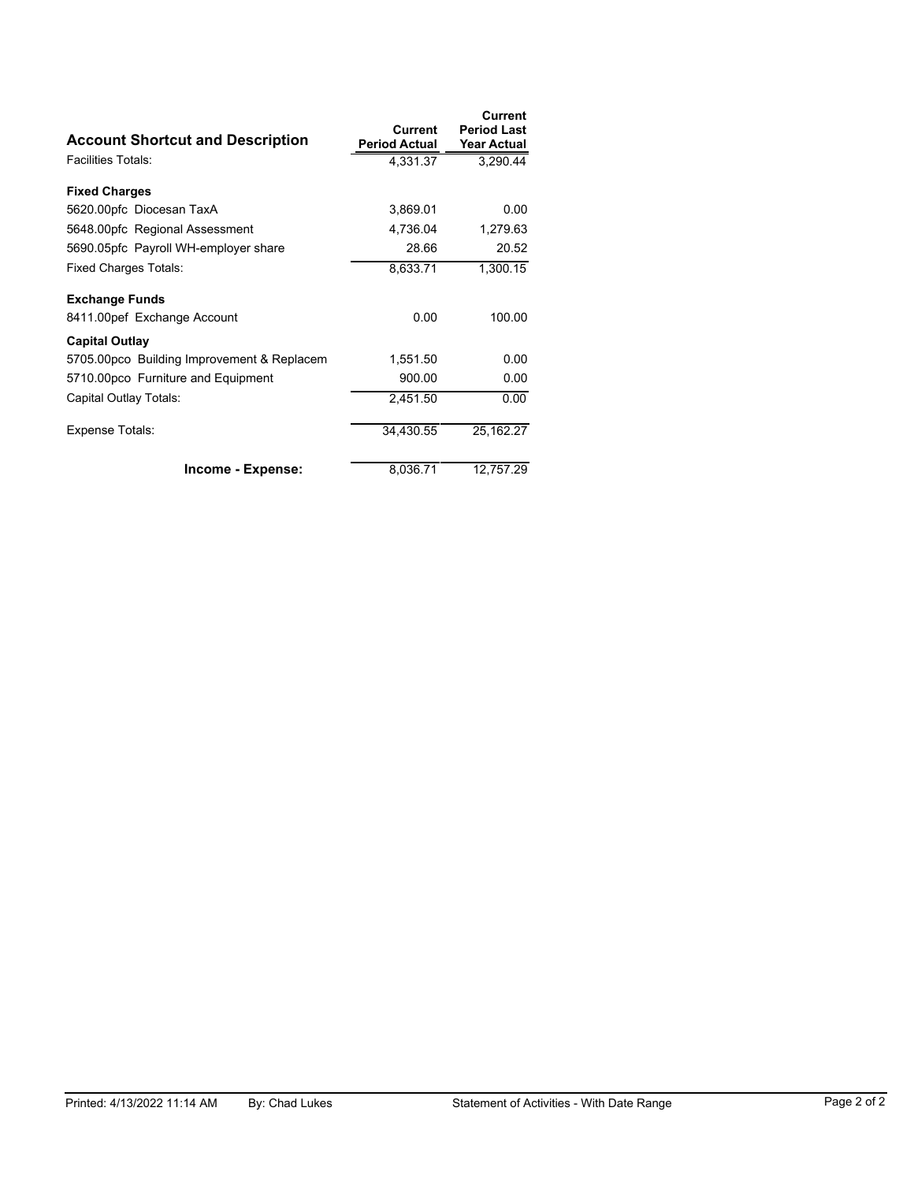| Account Shortcut and Description | Current Period Actual | Current Period Last Year Actual |
| --- | --- | --- |
| Facilities Totals: | 4,331.37 | 3,290.44 |
| **Fixed Charges** | | |
| 5620.00pfc Diocesan TaxA | 3,869.01 | 0.00 |
| 5648.00pfc Regional Assessment | 4,736.04 | 1,279.63 |
| 5690.05pfc Payroll WH-employer share | 28.66 | 20.52 |
| Fixed Charges Totals: | 8,633.71 | 1,300.15 |
| **Exchange Funds** | | |
| 8411.00pef Exchange Account | 0.00 | 100.00 |
| **Capital Outlay** | | |
| 5705.00pco Building Improvement & Replacem | 1,551.50 | 0.00 |
| 5710.00pco Furniture and Equipment | 900.00 | 0.00 |
| Capital Outlay Totals: | 2,451.50 | 0.00 |
| Expense Totals: | 34,430.55 | 25,162.27 |
| **Income - Expense:** | 8,036.71 | 12,757.29 |

Printed: 4/13/2022 11:14 AM By: Chad Lukes Statement of Activities - With Date Range